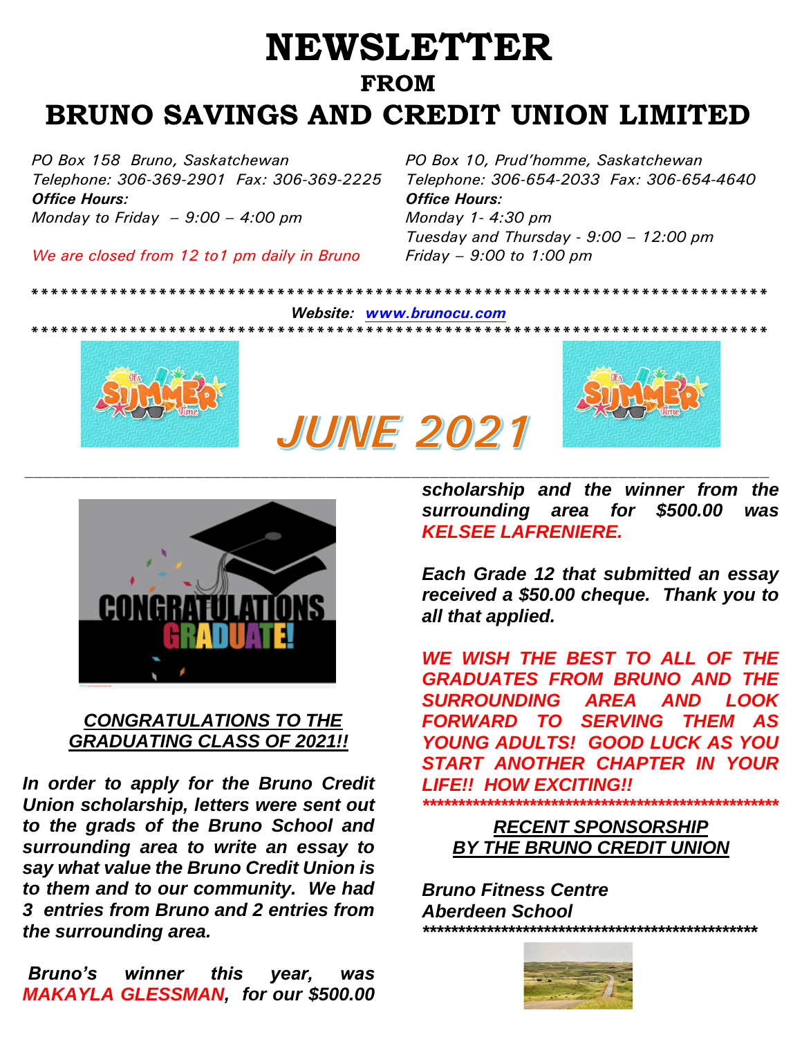# NEWSLETTER

## FROM

# BRUNO SAVINGS AND CREDIT UNION LIMITED

*PO Box 158 Bruno, Saskatchewan*
*Telephone: 306-369-2901 Fax: 306-369-2225*
***Office Hours:***
*Monday to Friday – 9:00 – 4:00 pm*

*We are closed from 12 to1 pm daily in Bruno*

*PO Box 10, Prud'homme, Saskatchewan*
*Telephone: 306-654-2033 Fax: 306-654-4640*
***Office Hours:***
*Monday 1- 4:30 pm*
*Tuesday and Thursday - 9:00 – 12:00 pm*
*Friday – 9:00 to 1:00 pm*

*************************************************************************

***Website: www.brunocu.com***

*************************************************************************

## JUNE 2021

### CONGRATULATIONS TO THE GRADUATING CLASS OF 2021!!

***In order to apply for the Bruno Credit Union scholarship, letters were sent out to the grads of the Bruno School and surrounding area to write an essay to say what value the Bruno Credit Union is to them and to our community. We had 3 entries from Bruno and 2 entries from the surrounding area.***

***Bruno's winner this year, was MAKAYLA GLESSMAN, for our $500.00 scholarship and the winner from the surrounding area for $500.00 was KELSEE LAFRENIERE.***

***Each Grade 12 that submitted an essay received a $50.00 cheque. Thank you to all that applied.***

***WE WISH THE BEST TO ALL OF THE GRADUATES FROM BRUNO AND THE SURROUNDING AREA AND LOOK FORWARD TO SERVING THEM AS YOUNG ADULTS! GOOD LUCK AS YOU START ANOTHER CHAPTER IN YOUR LIFE!! HOW EXCITING!!***

****************************************************

### RECENT SPONSORSHIP BY THE BRUNO CREDIT UNION

***Bruno Fitness Centre***
***Aberdeen School***

**************************************************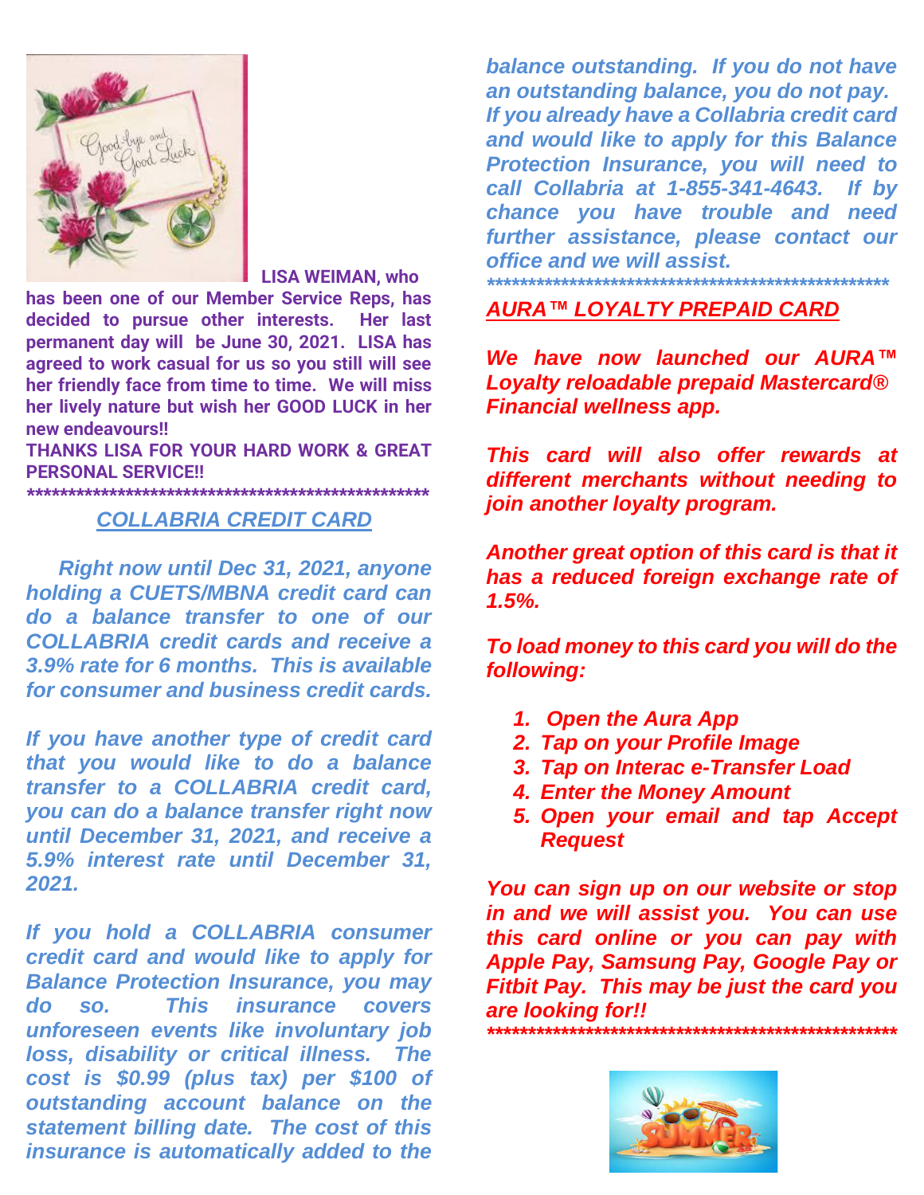**LISA WEIMAN, who has been one of our Member Service Reps, has decided to pursue other interests. Her last permanent day will be June 30, 2021. LISA has agreed to work casual for us so you still will see her friendly face from time to time. We will miss her lively nature but wish her GOOD LUCK in her new endeavours!!**

**THANKS LISA FOR YOUR HARD WORK & GREAT PERSONAL SERVICE!!**

***************************************************

## *COLLABRIA CREDIT CARD*

***Right now until Dec 31, 2021, anyone holding a CUETS/MBNA credit card can do a balance transfer to one of our COLLABRIA credit cards and receive a 3.9% rate for 6 months. This is available for consumer and business credit cards.***

***If you have another type of credit card that you would like to do a balance transfer to a COLLABRIA credit card, you can do a balance transfer right now until December 31, 2021, and receive a 5.9% interest rate until December 31, 2021.***

***If you hold a COLLABRIA consumer credit card and would like to apply for Balance Protection Insurance, you may do so. This insurance covers unforeseen events like involuntary job loss, disability or critical illness. The cost is $0.99 (plus tax) per $100 of outstanding account balance on the statement billing date. The cost of this insurance is automatically added to the balance outstanding. If you do not have an outstanding balance, you do not pay. If you already have a Collabria credit card and would like to apply for this Balance Protection Insurance, you will need to call Collabria at 1-855-341-4643. If by chance you have trouble and need further assistance, please contact our office and we will assist.***

***************************************************

## *AURA™ LOYALTY PREPAID CARD*

***We have now launched our AURA™ Loyalty reloadable prepaid Mastercard® Financial wellness app.***

***This card will also offer rewards at different merchants without needing to join another loyalty program.***

***Another great option of this card is that it has a reduced foreign exchange rate of 1.5%.***

***To load money to this card you will do the following:***

1. ***Open the Aura App***
2. ***Tap on your Profile Image***
3. ***Tap on Interac e-Transfer Load***
4. ***Enter the Money Amount***
5. ***Open your email and tap Accept Request***

***You can sign up on our website or stop in and we will assist you. You can use this card online or you can pay with Apple Pay, Samsung Pay, Google Pay or Fitbit Pay. This may be just the card you are looking for!!***

***************************************************